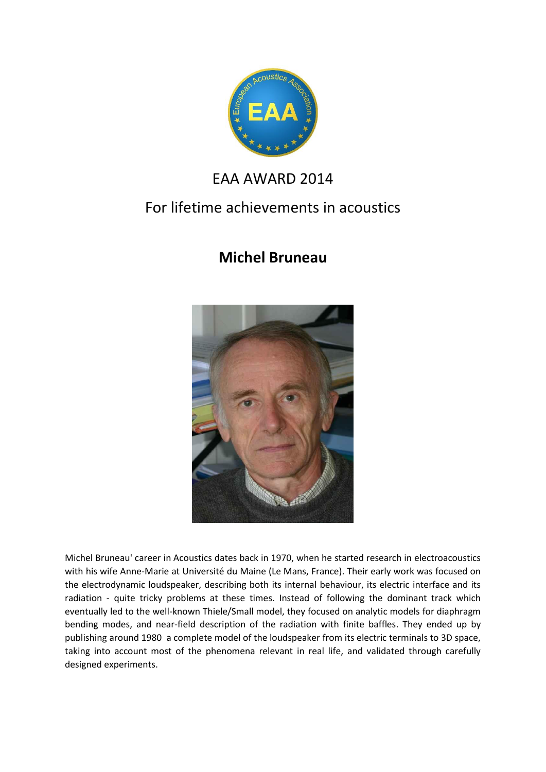# EAA AWARD 2014

## For lifetime achievements in acoustics

### **Michel Bruneau**

Michel Bruneau' career in Acoustics dates back in 1970, when he started research in electroacoustics with his wife Anne-Marie at Université du Maine (Le Mans, France). Their early work was focused on the electrodynamic loudspeaker, describing both its internal behaviour, its electric interface and its radiation - quite tricky problems at these times. Instead of following the dominant track which eventually led to the well-known Thiele/Small model, they focused on analytic models for diaphragm bending modes, and near-field description of the radiation with finite baffles. They ended up by publishing around 1980 a complete model of the loudspeaker from its electric terminals to 3D space, taking into account most of the phenomena relevant in real life, and validated through carefully designed experiments.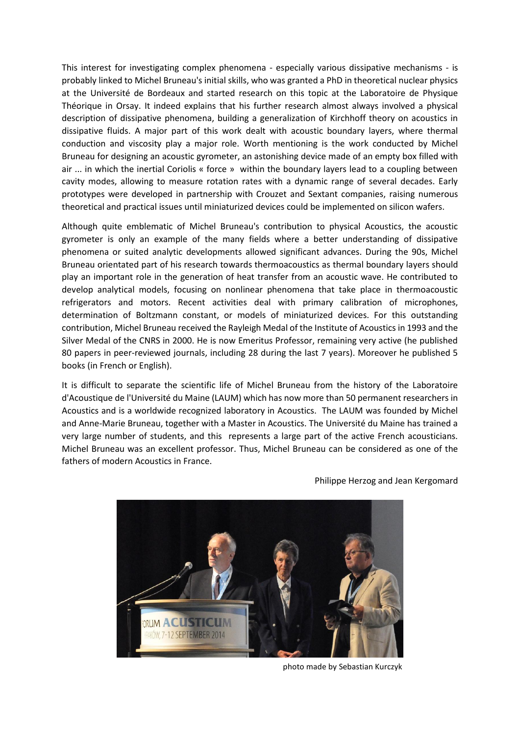This interest for investigating complex phenomena - especially various dissipative mechanisms - is probably linked to Michel Bruneau's initial skills, who was granted a PhD in theoretical nuclear physics at the Université de Bordeaux and started research on this topic at the Laboratoire de Physique Théorique in Orsay. It indeed explains that his further research almost always involved a physical description of dissipative phenomena, building a generalization of Kirchhoff theory on acoustics in dissipative fluids. A major part of this work dealt with acoustic boundary layers, where thermal conduction and viscosity play a major role. Worth mentioning is the work conducted by Michel Bruneau for designing an acoustic gyrometer, an astonishing device made of an empty box filled with air ... in which the inertial Coriolis « force » within the boundary layers lead to a coupling between cavity modes, allowing to measure rotation rates with a dynamic range of several decades. Early prototypes were developed in partnership with Crouzet and Sextant companies, raising numerous theoretical and practical issues until miniaturized devices could be implemented on silicon wafers.

Although quite emblematic of Michel Bruneau's contribution to physical Acoustics, the acoustic gyrometer is only an example of the many fields where a better understanding of dissipative phenomena or suited analytic developments allowed significant advances. During the 90s, Michel Bruneau orientated part of his research towards thermoacoustics as thermal boundary layers should play an important role in the generation of heat transfer from an acoustic wave. He contributed to develop analytical models, focusing on nonlinear phenomena that take place in thermoacoustic refrigerators and motors. Recent activities deal with primary calibration of microphones, determination of Boltzmann constant, or models of miniaturized devices. For this outstanding contribution, Michel Bruneau received the Rayleigh Medal of the Institute of Acoustics in 1993 and the Silver Medal of the CNRS in 2000. He is now Emeritus Professor, remaining very active (he published 80 papers in peer-reviewed journals, including 28 during the last 7 years). Moreover he published 5 books (in French or English).

It is difficult to separate the scientific life of Michel Bruneau from the history of the Laboratoire d'Acoustique de l'Université du Maine (LAUM) which has now more than 50 permanent researchers in Acoustics and is a worldwide recognized laboratory in Acoustics. The LAUM was founded by Michel and Anne-Marie Bruneau, together with a Master in Acoustics. The Université du Maine has trained a very large number of students, and this represents a large part of the active French acousticians. Michel Bruneau was an excellent professor. Thus, Michel Bruneau can be considered as one of the fathers of modern Acoustics in France.

Philippe Herzog and Jean Kergomard

photo made by Sebastian Kurczyk